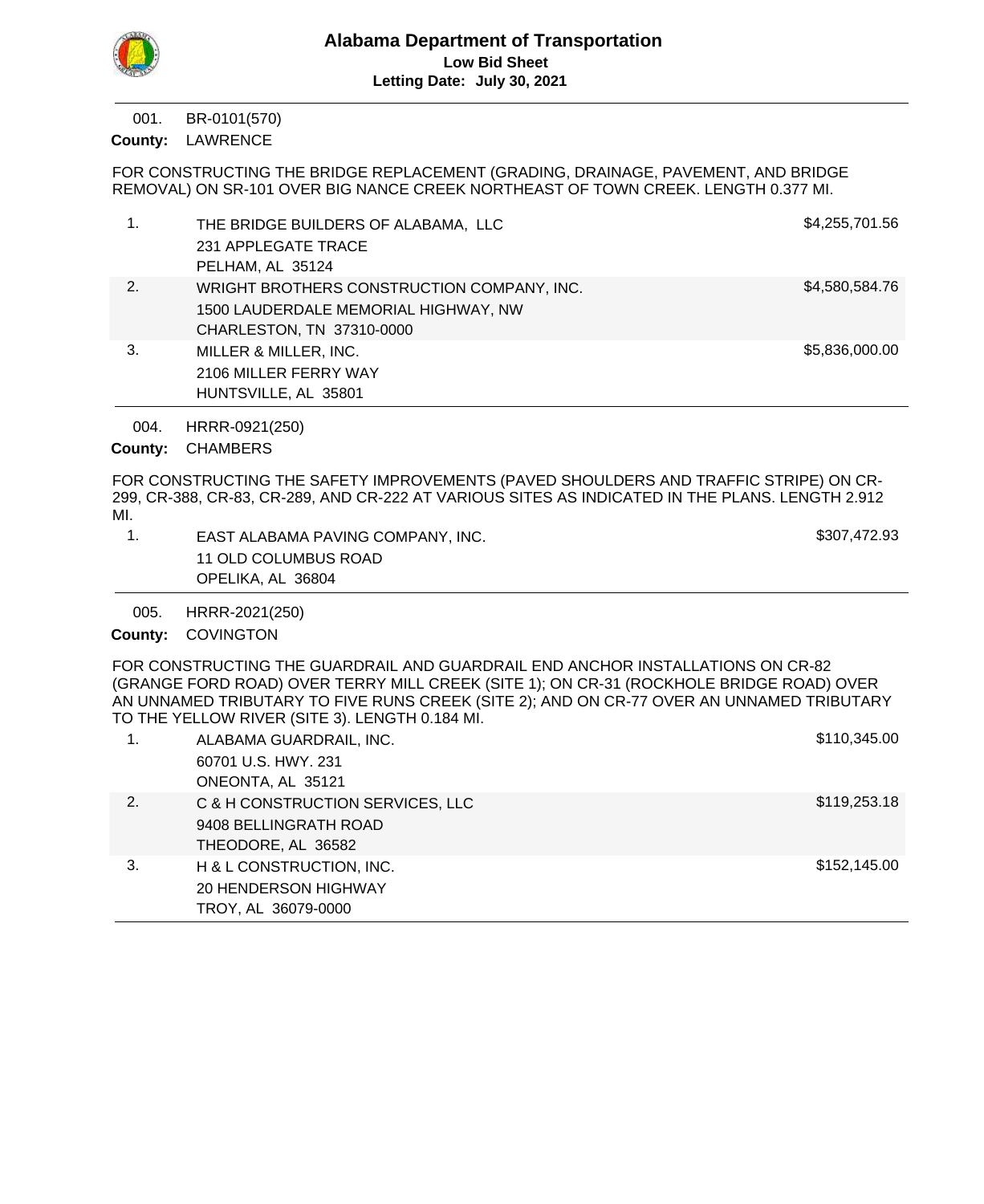# Alabama Department of Transportation

## Low Bid Sheet

### Letting Date: July 30, 2021

---

001. BR-0101(570)

**County:** LAWRENCE

FOR CONSTRUCTING THE BRIDGE REPLACEMENT (GRADING, DRAINAGE, PAVEMENT, AND BRIDGE REMOVAL) ON SR-101 OVER BIG NANCE CREEK NORTHEAST OF TOWN CREEK. LENGTH 0.377 MI.

| | Bidder | Bid Amount |
|---|---|---|
| 1. | THE BRIDGE BUILDERS OF ALABAMA, LLC<br>231 APPLEGATE TRACE<br>PELHAM, AL 35124 | $4,255,701.56 |
| 2. | WRIGHT BROTHERS CONSTRUCTION COMPANY, INC.<br>1500 LAUDERDALE MEMORIAL HIGHWAY, NW<br>CHARLESTON, TN 37310-0000 | $4,580,584.76 |
| 3. | MILLER & MILLER, INC.<br>2106 MILLER FERRY WAY<br>HUNTSVILLE, AL 35801 | $5,836,000.00 |

---

004. HRRR-0921(250)

**County:** CHAMBERS

FOR CONSTRUCTING THE SAFETY IMPROVEMENTS (PAVED SHOULDERS AND TRAFFIC STRIPE) ON CR-299, CR-388, CR-83, CR-289, AND CR-222 AT VARIOUS SITES AS INDICATED IN THE PLANS. LENGTH 2.912 MI.

| | Bidder | Bid Amount |
|---|---|---|
| 1. | EAST ALABAMA PAVING COMPANY, INC.<br>11 OLD COLUMBUS ROAD<br>OPELIKA, AL 36804 | $307,472.93 |

---

005. HRRR-2021(250)

**County:** COVINGTON

FOR CONSTRUCTING THE GUARDRAIL AND GUARDRAIL END ANCHOR INSTALLATIONS ON CR-82 (GRANGE FORD ROAD) OVER TERRY MILL CREEK (SITE 1); ON CR-31 (ROCKHOLE BRIDGE ROAD) OVER AN UNNAMED TRIBUTARY TO FIVE RUNS CREEK (SITE 2); AND ON CR-77 OVER AN UNNAMED TRIBUTARY TO THE YELLOW RIVER (SITE 3). LENGTH 0.184 MI.

| | Bidder | Bid Amount |
|---|---|---|
| 1. | ALABAMA GUARDRAIL, INC.<br>60701 U.S. HWY. 231<br>ONEONTA, AL 35121 | $110,345.00 |
| 2. | C & H CONSTRUCTION SERVICES, LLC<br>9408 BELLINGRATH ROAD<br>THEODORE, AL 36582 | $119,253.18 |
| 3. | H & L CONSTRUCTION, INC.<br>20 HENDERSON HIGHWAY<br>TROY, AL 36079-0000 | $152,145.00 |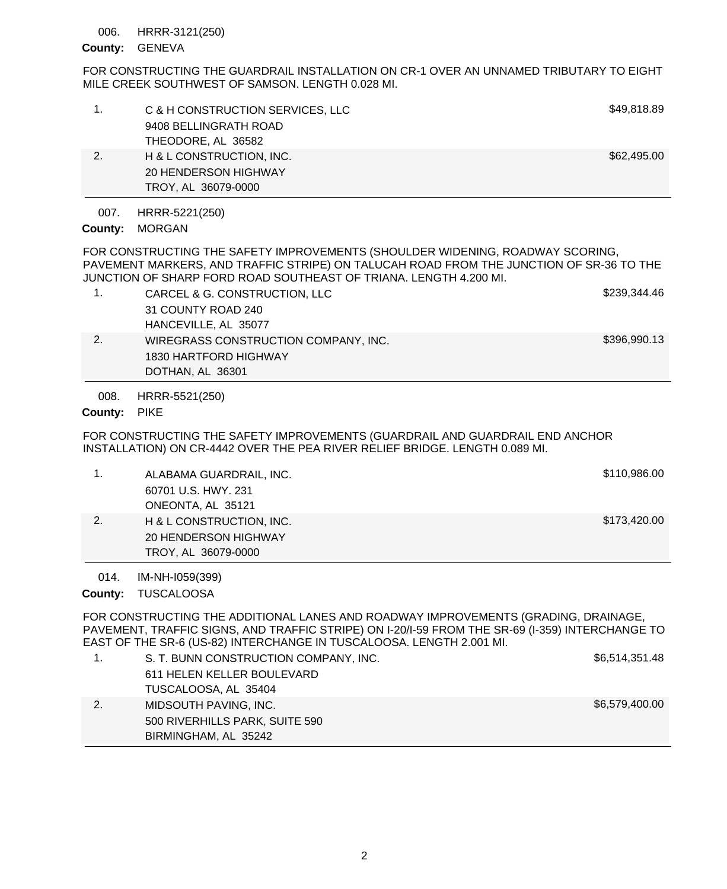006. HRRR-3121(250)

**County:** GENEVA

FOR CONSTRUCTING THE GUARDRAIL INSTALLATION ON CR-1 OVER AN UNNAMED TRIBUTARY TO EIGHT MILE CREEK SOUTHWEST OF SAMSON. LENGTH 0.028 MI.

| | Bidder | Amount |
|---|---|---|
| 1. | C & H CONSTRUCTION SERVICES, LLC<br>9408 BELLINGRATH ROAD<br>THEODORE, AL 36582 | $49,818.89 |
| 2. | H & L CONSTRUCTION, INC.<br>20 HENDERSON HIGHWAY<br>TROY, AL 36079-0000 | $62,495.00 |

007. HRRR-5221(250)

**County:** MORGAN

FOR CONSTRUCTING THE SAFETY IMPROVEMENTS (SHOULDER WIDENING, ROADWAY SCORING, PAVEMENT MARKERS, AND TRAFFIC STRIPE) ON TALUCAH ROAD FROM THE JUNCTION OF SR-36 TO THE JUNCTION OF SHARP FORD ROAD SOUTHEAST OF TRIANA. LENGTH 4.200 MI.

| | Bidder | Amount |
|---|---|---|
| 1. | CARCEL & G. CONSTRUCTION, LLC<br>31 COUNTY ROAD 240<br>HANCEVILLE, AL 35077 | $239,344.46 |
| 2. | WIREGRASS CONSTRUCTION COMPANY, INC.<br>1830 HARTFORD HIGHWAY<br>DOTHAN, AL 36301 | $396,990.13 |

008. HRRR-5521(250)

**County:** PIKE

FOR CONSTRUCTING THE SAFETY IMPROVEMENTS (GUARDRAIL AND GUARDRAIL END ANCHOR INSTALLATION) ON CR-4442 OVER THE PEA RIVER RELIEF BRIDGE. LENGTH 0.089 MI.

| | Bidder | Amount |
|---|---|---|
| 1. | ALABAMA GUARDRAIL, INC.<br>60701 U.S. HWY. 231<br>ONEONTA, AL 35121 | $110,986.00 |
| 2. | H & L CONSTRUCTION, INC.<br>20 HENDERSON HIGHWAY<br>TROY, AL 36079-0000 | $173,420.00 |

014. IM-NH-I059(399)

**County:** TUSCALOOSA

FOR CONSTRUCTING THE ADDITIONAL LANES AND ROADWAY IMPROVEMENTS (GRADING, DRAINAGE, PAVEMENT, TRAFFIC SIGNS, AND TRAFFIC STRIPE) ON I-20/I-59 FROM THE SR-69 (I-359) INTERCHANGE TO EAST OF THE SR-6 (US-82) INTERCHANGE IN TUSCALOOSA. LENGTH 2.001 MI.

| | Bidder | Amount |
|---|---|---|
| 1. | S. T. BUNN CONSTRUCTION COMPANY, INC.<br>611 HELEN KELLER BOULEVARD<br>TUSCALOOSA, AL 35404 | $6,514,351.48 |
| 2. | MIDSOUTH PAVING, INC.<br>500 RIVERHILLS PARK, SUITE 590<br>BIRMINGHAM, AL 35242 | $6,579,400.00 |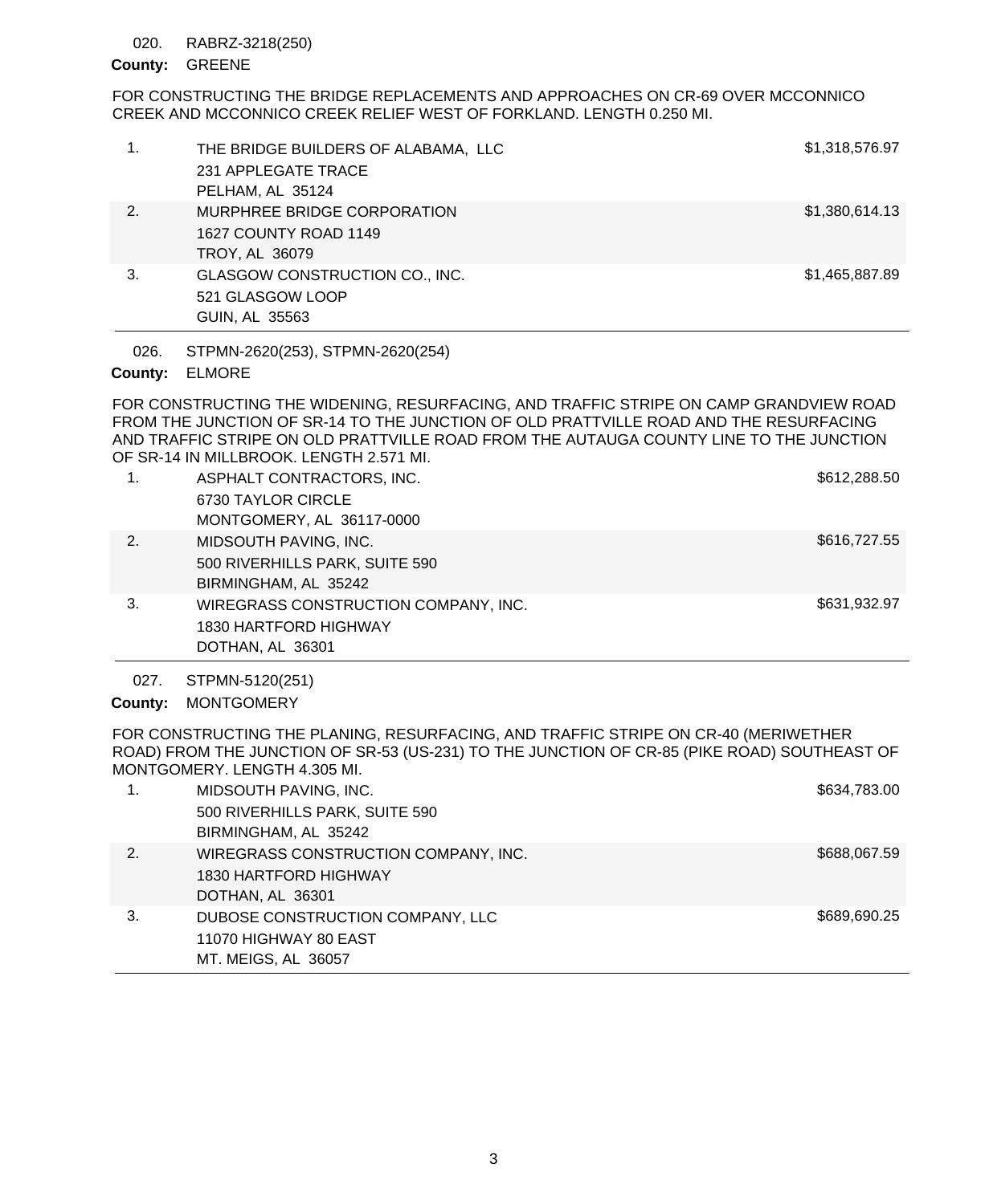020. RABRZ-3218(250)

**County:** GREENE

FOR CONSTRUCTING THE BRIDGE REPLACEMENTS AND APPROACHES ON CR-69 OVER MCCONNICO CREEK AND MCCONNICO CREEK RELIEF WEST OF FORKLAND. LENGTH 0.250 MI.

| | Bidder | Amount |
|---|---|---|
| 1. | THE BRIDGE BUILDERS OF ALABAMA, LLC<br>231 APPLEGATE TRACE<br>PELHAM, AL 35124 | $1,318,576.97 |
| 2. | MURPHREE BRIDGE CORPORATION<br>1627 COUNTY ROAD 1149<br>TROY, AL 36079 | $1,380,614.13 |
| 3. | GLASGOW CONSTRUCTION CO., INC.<br>521 GLASGOW LOOP<br>GUIN, AL 35563 | $1,465,887.89 |

026. STPMN-2620(253), STPMN-2620(254)

**County:** ELMORE

FOR CONSTRUCTING THE WIDENING, RESURFACING, AND TRAFFIC STRIPE ON CAMP GRANDVIEW ROAD FROM THE JUNCTION OF SR-14 TO THE JUNCTION OF OLD PRATTVILLE ROAD AND THE RESURFACING AND TRAFFIC STRIPE ON OLD PRATTVILLE ROAD FROM THE AUTAUGA COUNTY LINE TO THE JUNCTION OF SR-14 IN MILLBROOK. LENGTH 2.571 MI.

| | Bidder | Amount |
|---|---|---|
| 1. | ASPHALT CONTRACTORS, INC.<br>6730 TAYLOR CIRCLE<br>MONTGOMERY, AL 36117-0000 | $612,288.50 |
| 2. | MIDSOUTH PAVING, INC.<br>500 RIVERHILLS PARK, SUITE 590<br>BIRMINGHAM, AL 35242 | $616,727.55 |
| 3. | WIREGRASS CONSTRUCTION COMPANY, INC.<br>1830 HARTFORD HIGHWAY<br>DOTHAN, AL 36301 | $631,932.97 |

027. STPMN-5120(251)

**County:** MONTGOMERY

FOR CONSTRUCTING THE PLANING, RESURFACING, AND TRAFFIC STRIPE ON CR-40 (MERIWETHER ROAD) FROM THE JUNCTION OF SR-53 (US-231) TO THE JUNCTION OF CR-85 (PIKE ROAD) SOUTHEAST OF MONTGOMERY. LENGTH 4.305 MI.

| | Bidder | Amount |
|---|---|---|
| 1. | MIDSOUTH PAVING, INC.<br>500 RIVERHILLS PARK, SUITE 590<br>BIRMINGHAM, AL 35242 | $634,783.00 |
| 2. | WIREGRASS CONSTRUCTION COMPANY, INC.<br>1830 HARTFORD HIGHWAY<br>DOTHAN, AL 36301 | $688,067.59 |
| 3. | DUBOSE CONSTRUCTION COMPANY, LLC<br>11070 HIGHWAY 80 EAST<br>MT. MEIGS, AL 36057 | $689,690.25 |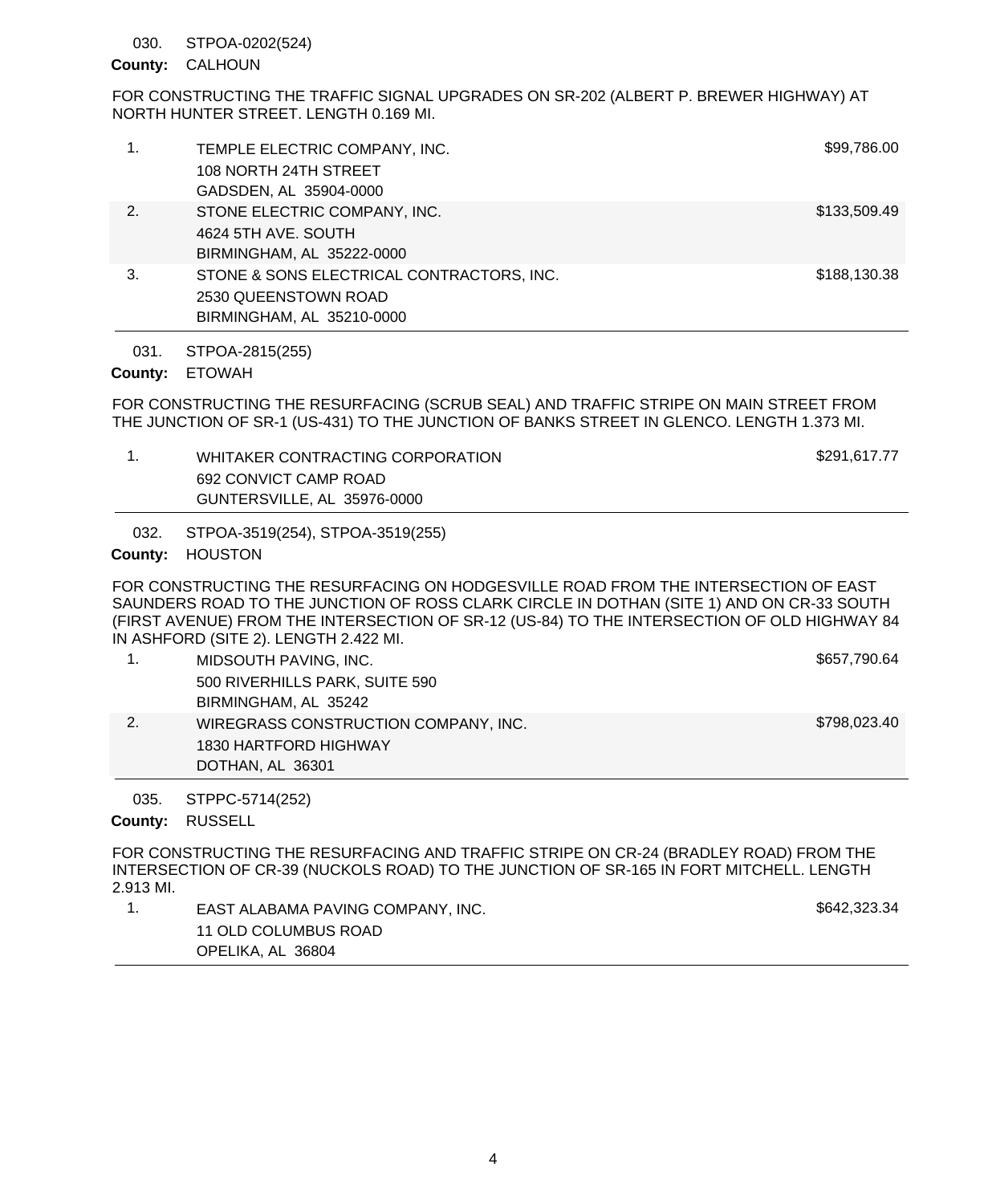030. STPOA-0202(524)

**County:** CALHOUN

FOR CONSTRUCTING THE TRAFFIC SIGNAL UPGRADES ON SR-202 (ALBERT P. BREWER HIGHWAY) AT NORTH HUNTER STREET. LENGTH 0.169 MI.

| # | Bidder | Amount |
|---|---|---|
| 1. | TEMPLE ELECTRIC COMPANY, INC.<br>108 NORTH 24TH STREET<br>GADSDEN, AL 35904-0000 | $99,786.00 |
| 2. | STONE ELECTRIC COMPANY, INC.<br>4624 5TH AVE. SOUTH<br>BIRMINGHAM, AL 35222-0000 | $133,509.49 |
| 3. | STONE & SONS ELECTRICAL CONTRACTORS, INC.<br>2530 QUEENSTOWN ROAD<br>BIRMINGHAM, AL 35210-0000 | $188,130.38 |

031. STPOA-2815(255)

**County:** ETOWAH

FOR CONSTRUCTING THE RESURFACING (SCRUB SEAL) AND TRAFFIC STRIPE ON MAIN STREET FROM THE JUNCTION OF SR-1 (US-431) TO THE JUNCTION OF BANKS STREET IN GLENCO. LENGTH 1.373 MI.

| # | Bidder | Amount |
|---|---|---|
| 1. | WHITAKER CONTRACTING CORPORATION<br>692 CONVICT CAMP ROAD<br>GUNTERSVILLE, AL 35976-0000 | $291,617.77 |

032. STPOA-3519(254), STPOA-3519(255)

**County:** HOUSTON

FOR CONSTRUCTING THE RESURFACING ON HODGESVILLE ROAD FROM THE INTERSECTION OF EAST SAUNDERS ROAD TO THE JUNCTION OF ROSS CLARK CIRCLE IN DOTHAN (SITE 1) AND ON CR-33 SOUTH (FIRST AVENUE) FROM THE INTERSECTION OF SR-12 (US-84) TO THE INTERSECTION OF OLD HIGHWAY 84 IN ASHFORD (SITE 2). LENGTH 2.422 MI.

| # | Bidder | Amount |
|---|---|---|
| 1. | MIDSOUTH PAVING, INC.<br>500 RIVERHILLS PARK, SUITE 590<br>BIRMINGHAM, AL 35242 | $657,790.64 |
| 2. | WIREGRASS CONSTRUCTION COMPANY, INC.<br>1830 HARTFORD HIGHWAY<br>DOTHAN, AL 36301 | $798,023.40 |

035. STPPC-5714(252)

**County:** RUSSELL

FOR CONSTRUCTING THE RESURFACING AND TRAFFIC STRIPE ON CR-24 (BRADLEY ROAD) FROM THE INTERSECTION OF CR-39 (NUCKOLS ROAD) TO THE JUNCTION OF SR-165 IN FORT MITCHELL. LENGTH 2.913 MI.

| # | Bidder | Amount |
|---|---|---|
| 1. | EAST ALABAMA PAVING COMPANY, INC.<br>11 OLD COLUMBUS ROAD<br>OPELIKA, AL 36804 | $642,323.34 |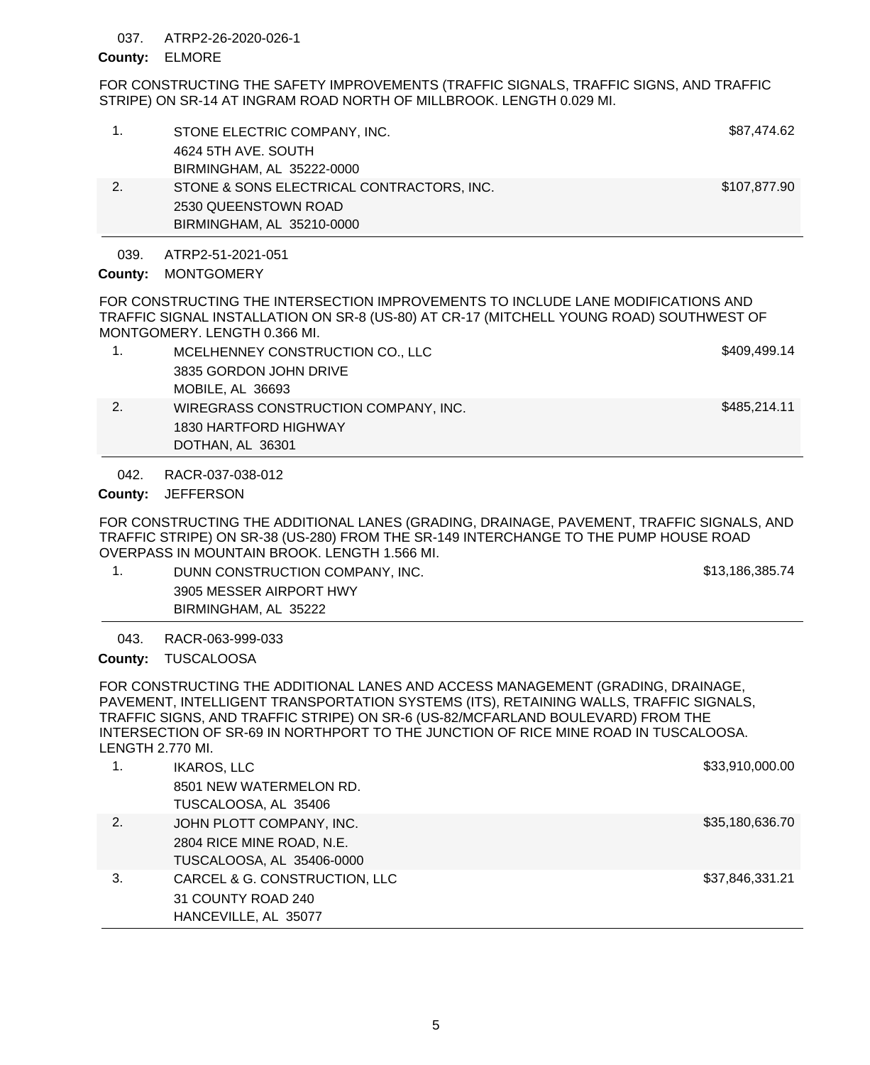037. ATRP2-26-2020-026-1

**County:** ELMORE

FOR CONSTRUCTING THE SAFETY IMPROVEMENTS (TRAFFIC SIGNALS, TRAFFIC SIGNS, AND TRAFFIC STRIPE) ON SR-14 AT INGRAM ROAD NORTH OF MILLBROOK. LENGTH 0.029 MI.

| | Bidder | Amount |
|---|---|---|
| 1. | STONE ELECTRIC COMPANY, INC.<br>4624 5TH AVE. SOUTH<br>BIRMINGHAM, AL 35222-0000 | $87,474.62 |
| 2. | STONE & SONS ELECTRICAL CONTRACTORS, INC.<br>2530 QUEENSTOWN ROAD<br>BIRMINGHAM, AL 35210-0000 | $107,877.90 |

039. ATRP2-51-2021-051

**County:** MONTGOMERY

FOR CONSTRUCTING THE INTERSECTION IMPROVEMENTS TO INCLUDE LANE MODIFICATIONS AND TRAFFIC SIGNAL INSTALLATION ON SR-8 (US-80) AT CR-17 (MITCHELL YOUNG ROAD) SOUTHWEST OF MONTGOMERY. LENGTH 0.366 MI.

| | Bidder | Amount |
|---|---|---|
| 1. | MCELHENNEY CONSTRUCTION CO., LLC<br>3835 GORDON JOHN DRIVE<br>MOBILE, AL 36693 | $409,499.14 |
| 2. | WIREGRASS CONSTRUCTION COMPANY, INC.<br>1830 HARTFORD HIGHWAY<br>DOTHAN, AL 36301 | $485,214.11 |

042. RACR-037-038-012

**County:** JEFFERSON

FOR CONSTRUCTING THE ADDITIONAL LANES (GRADING, DRAINAGE, PAVEMENT, TRAFFIC SIGNALS, AND TRAFFIC STRIPE) ON SR-38 (US-280) FROM THE SR-149 INTERCHANGE TO THE PUMP HOUSE ROAD OVERPASS IN MOUNTAIN BROOK. LENGTH 1.566 MI.

| | Bidder | Amount |
|---|---|---|
| 1. | DUNN CONSTRUCTION COMPANY, INC.<br>3905 MESSER AIRPORT HWY<br>BIRMINGHAM, AL 35222 | $13,186,385.74 |

043. RACR-063-999-033

**County:** TUSCALOOSA

FOR CONSTRUCTING THE ADDITIONAL LANES AND ACCESS MANAGEMENT (GRADING, DRAINAGE, PAVEMENT, INTELLIGENT TRANSPORTATION SYSTEMS (ITS), RETAINING WALLS, TRAFFIC SIGNALS, TRAFFIC SIGNS, AND TRAFFIC STRIPE) ON SR-6 (US-82/MCFARLAND BOULEVARD) FROM THE INTERSECTION OF SR-69 IN NORTHPORT TO THE JUNCTION OF RICE MINE ROAD IN TUSCALOOSA. LENGTH 2.770 MI.

| | Bidder | Amount |
|---|---|---|
| 1. | IKAROS, LLC<br>8501 NEW WATERMELON RD.<br>TUSCALOOSA, AL 35406 | $33,910,000.00 |
| 2. | JOHN PLOTT COMPANY, INC.<br>2804 RICE MINE ROAD, N.E.<br>TUSCALOOSA, AL 35406-0000 | $35,180,636.70 |
| 3. | CARCEL & G. CONSTRUCTION, LLC<br>31 COUNTY ROAD 240<br>HANCEVILLE, AL 35077 | $37,846,331.21 |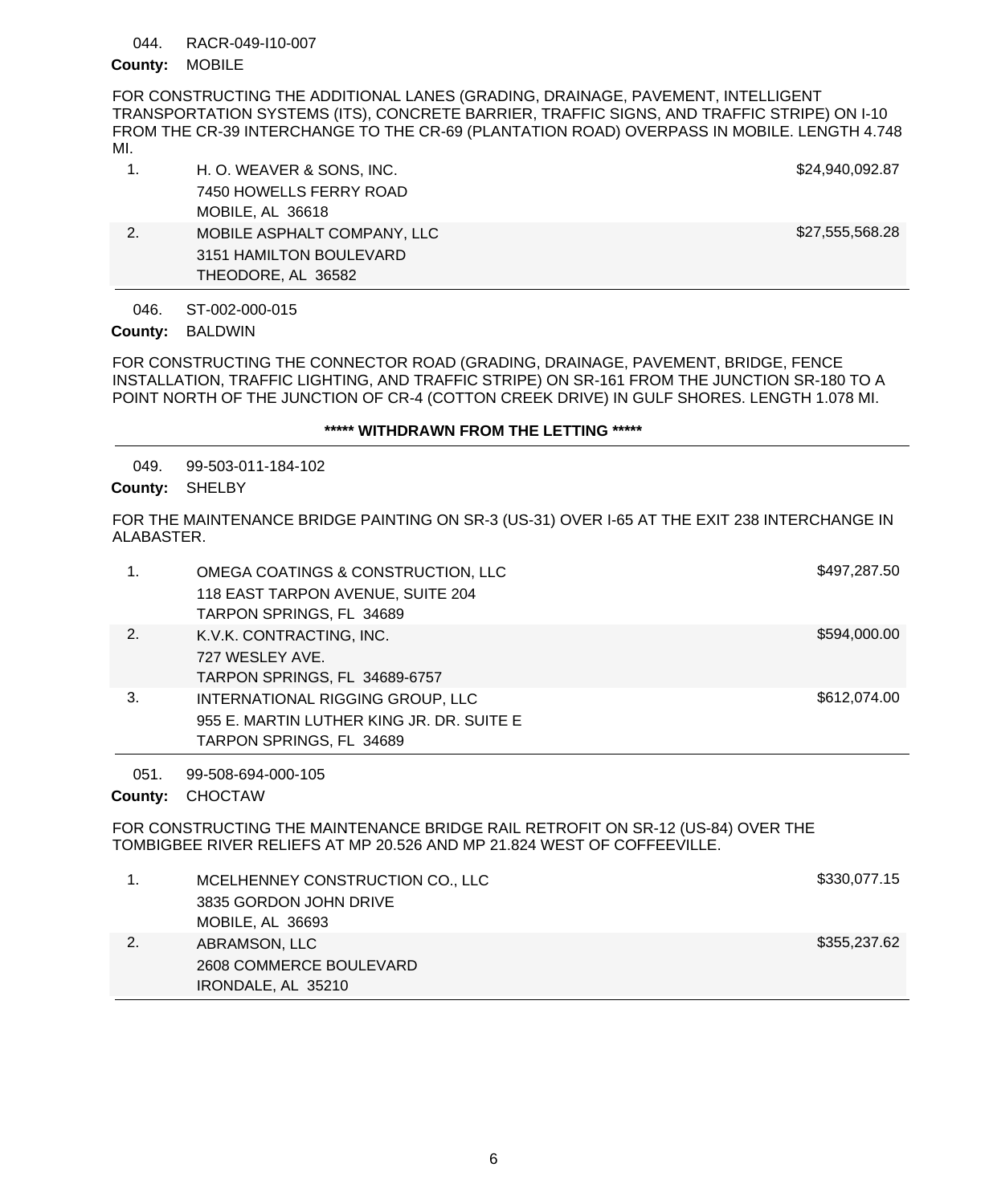044. RACR-049-I10-007

**County:** MOBILE

FOR CONSTRUCTING THE ADDITIONAL LANES (GRADING, DRAINAGE, PAVEMENT, INTELLIGENT TRANSPORTATION SYSTEMS (ITS), CONCRETE BARRIER, TRAFFIC SIGNS, AND TRAFFIC STRIPE) ON I-10 FROM THE CR-39 INTERCHANGE TO THE CR-69 (PLANTATION ROAD) OVERPASS IN MOBILE. LENGTH 4.748 MI.

| | | |
|---|---|---|
| 1. | H. O. WEAVER & SONS, INC.<br>7450 HOWELLS FERRY ROAD<br>MOBILE, AL 36618 | $24,940,092.87 |
| 2. | MOBILE ASPHALT COMPANY, LLC<br>3151 HAMILTON BOULEVARD<br>THEODORE, AL 36582 | $27,555,568.28 |

046. ST-002-000-015

**County:** BALDWIN

FOR CONSTRUCTING THE CONNECTOR ROAD (GRADING, DRAINAGE, PAVEMENT, BRIDGE, FENCE INSTALLATION, TRAFFIC LIGHTING, AND TRAFFIC STRIPE) ON SR-161 FROM THE JUNCTION SR-180 TO A POINT NORTH OF THE JUNCTION OF CR-4 (COTTON CREEK DRIVE) IN GULF SHORES. LENGTH 1.078 MI.

**\*\*\*\*\* WITHDRAWN FROM THE LETTING \*\*\*\*\***

049. 99-503-011-184-102

**County:** SHELBY

FOR THE MAINTENANCE BRIDGE PAINTING ON SR-3 (US-31) OVER I-65 AT THE EXIT 238 INTERCHANGE IN ALABASTER.

| | | |
|---|---|---|
| 1. | OMEGA COATINGS & CONSTRUCTION, LLC<br>118 EAST TARPON AVENUE, SUITE 204<br>TARPON SPRINGS, FL 34689 | $497,287.50 |
| 2. | K.V.K. CONTRACTING, INC.<br>727 WESLEY AVE.<br>TARPON SPRINGS, FL 34689-6757 | $594,000.00 |
| 3. | INTERNATIONAL RIGGING GROUP, LLC<br>955 E. MARTIN LUTHER KING JR. DR. SUITE E<br>TARPON SPRINGS, FL 34689 | $612,074.00 |

051. 99-508-694-000-105

**County:** CHOCTAW

FOR CONSTRUCTING THE MAINTENANCE BRIDGE RAIL RETROFIT ON SR-12 (US-84) OVER THE TOMBIGBEE RIVER RELIEFS AT MP 20.526 AND MP 21.824 WEST OF COFFEEVILLE.

| | | |
|---|---|---|
| 1. | MCELHENNEY CONSTRUCTION CO., LLC<br>3835 GORDON JOHN DRIVE<br>MOBILE, AL 36693 | $330,077.15 |
| 2. | ABRAMSON, LLC<br>2608 COMMERCE BOULEVARD<br>IRONDALE, AL 35210 | $355,237.62 |